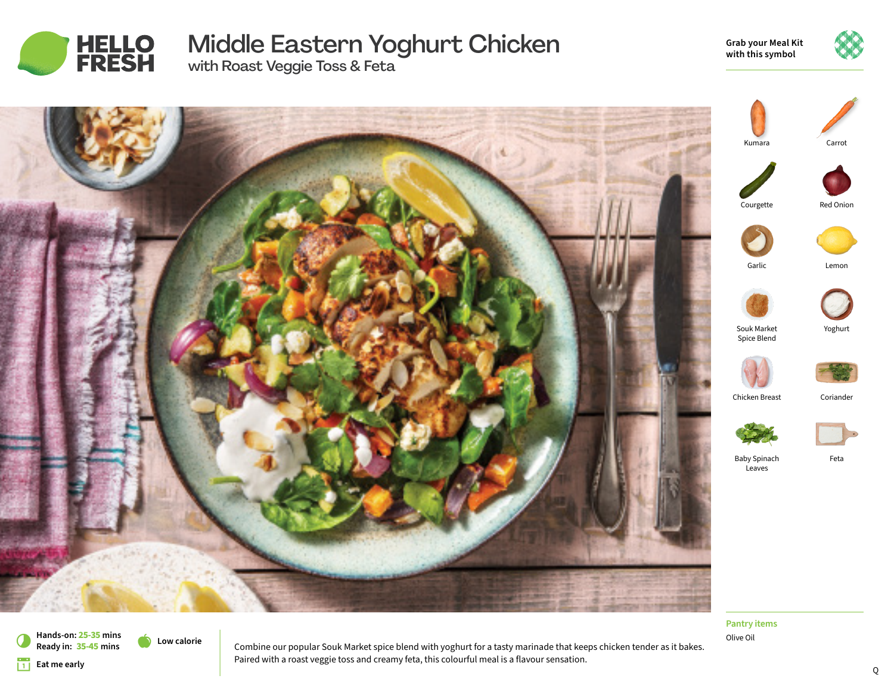HELLO FRESH

# Middle Eastern Yoghurt Chicken

## with Roast Veggie Toss & Feta

Grab your Meal Kit with this symbol

- Kumara
- Carrot
- Courgette
- Red Onion
- Garlic
- Lemon
- Souk Market Spice Blend
- Yoghurt
- Chicken Breast
- Coriander
- Baby Spinach Leaves
- Feta

**Pantry items**

Olive Oil

**Hands-on:** 25-35 mins
**Ready in:** 35-45 mins
**Eat me early**

**Low calorie**

Combine our popular Souk Market spice blend with yoghurt for a tasty marinade that keeps chicken tender as it bakes. Paired with a roast veggie toss and creamy feta, this colourful meal is a flavour sensation.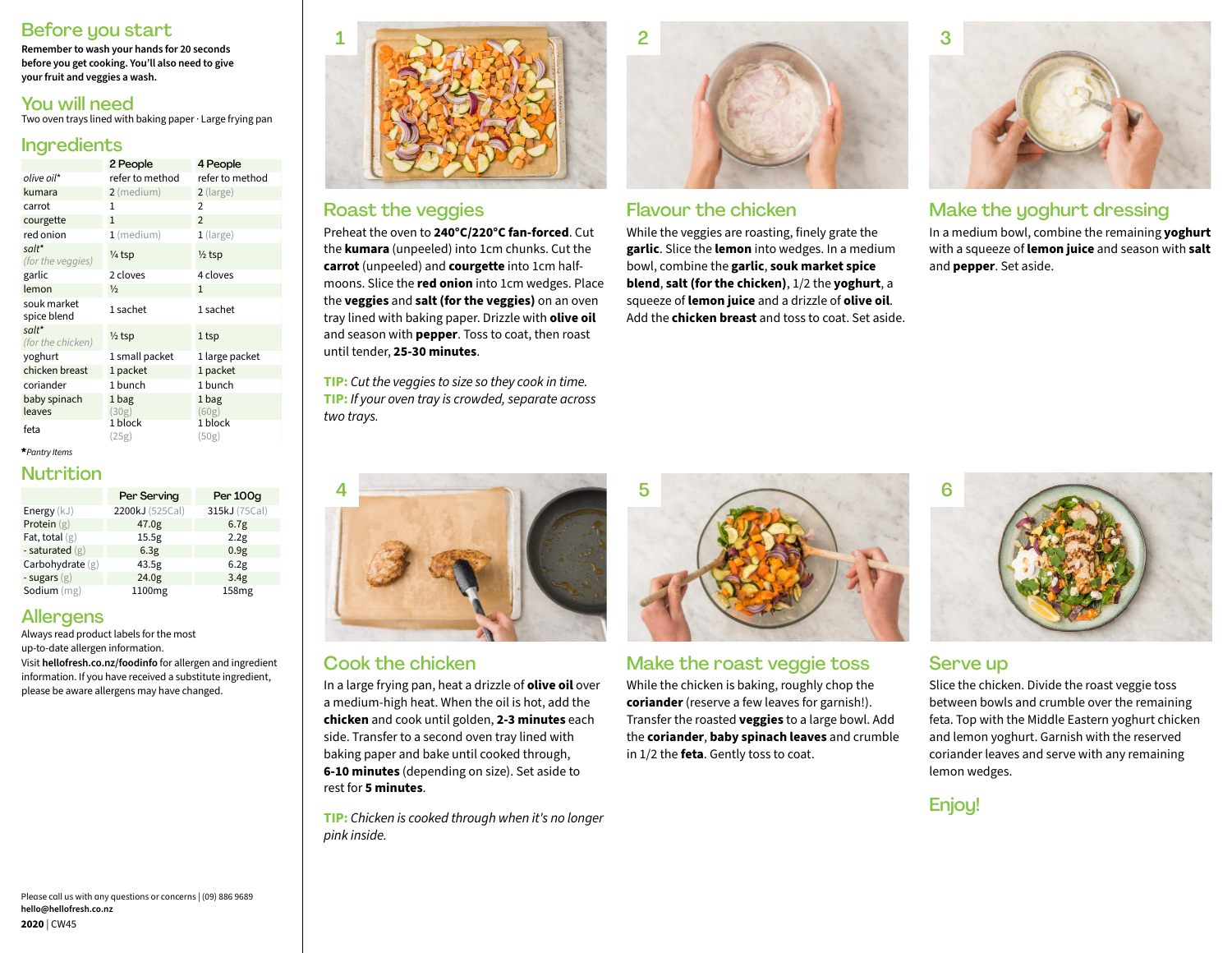## Before you start

**Remember to wash your hands for 20 seconds before you get cooking. You'll also need to give your fruit and veggies a wash.**

## You will need

Two oven trays lined with baking paper · Large frying pan

## Ingredients

| | 2 People | 4 People |
|---|---|---|
| *olive oil** | refer to method | refer to method |
| kumara | 2 (medium) | 2 (large) |
| carrot | 1 | 2 |
| courgette | 1 | 2 |
| red onion | 1 (medium) | 1 (large) |
| *salt** *(for the veggies)* | ¼ tsp | ½ tsp |
| garlic | 2 cloves | 4 cloves |
| lemon | ½ | 1 |
| souk market spice blend | 1 sachet | 1 sachet |
| *salt** *(for the chicken)* | ½ tsp | 1 tsp |
| yoghurt | 1 small packet | 1 large packet |
| chicken breast | 1 packet | 1 packet |
| coriander | 1 bunch | 1 bunch |
| baby spinach leaves | 1 bag (30g) | 1 bag (60g) |
| feta | 1 block (25g) | 1 block (50g) |

***Pantry Items**

## Nutrition

| | Per Serving | Per 100g |
|---|---|---|
| Energy (kJ) | 2200kJ (525Cal) | 315kJ (75Cal) |
| Protein (g) | 47.0g | 6.7g |
| Fat, total (g) | 15.5g | 2.2g |
| - saturated (g) | 6.3g | 0.9g |
| Carbohydrate (g) | 43.5g | 6.2g |
| - sugars (g) | 24.0g | 3.4g |
| Sodium (mg) | 1100mg | 158mg |

## Allergens

Always read product labels for the most up-to-date allergen information.

Visit **hellofresh.co.nz/foodinfo** for allergen and ingredient information. If you have received a substitute ingredient, please be aware allergens may have changed.

Please call us with any questions or concerns | (09) 886 9689
**hello@hellofresh.co.nz**
**2020** | CW45

## 1 Roast the veggies

Preheat the oven to **240°C/220°C fan-forced**. Cut the **kumara** (unpeeled) into 1cm chunks. Cut the **carrot** (unpeeled) and **courgette** into 1cm half-moons. Slice the **red onion** into 1cm wedges. Place the **veggies** and **salt (for the veggies)** on an oven tray lined with baking paper. Drizzle with **olive oil** and season with **pepper**. Toss to coat, then roast until tender, **25-30 minutes**.

**TIP:** *Cut the veggies to size so they cook in time.*
**TIP:** *If your oven tray is crowded, separate across two trays.*

## 2 Flavour the chicken

While the veggies are roasting, finely grate the **garlic**. Slice the **lemon** into wedges. In a medium bowl, combine the **garlic**, **souk market spice blend**, **salt (for the chicken)**, 1/2 the **yoghurt**, a squeeze of **lemon juice** and a drizzle of **olive oil**. Add the **chicken breast** and toss to coat. Set aside.

## 3 Make the yoghurt dressing

In a medium bowl, combine the remaining **yoghurt** with a squeeze of **lemon juice** and season with **salt** and **pepper**. Set aside.

## 4 Cook the chicken

In a large frying pan, heat a drizzle of **olive oil** over a medium-high heat. When the oil is hot, add the **chicken** and cook until golden, **2-3 minutes** each side. Transfer to a second oven tray lined with baking paper and bake until cooked through, **6-10 minutes** (depending on size). Set aside to rest for **5 minutes**.

**TIP:** *Chicken is cooked through when it's no longer pink inside.*

## 5 Make the roast veggie toss

While the chicken is baking, roughly chop the **coriander** (reserve a few leaves for garnish!). Transfer the roasted **veggies** to a large bowl. Add the **coriander**, **baby spinach leaves** and crumble in 1/2 the **feta**. Gently toss to coat.

## 6 Serve up

Slice the chicken. Divide the roast veggie toss between bowls and crumble over the remaining feta. Top with the Middle Eastern yoghurt chicken and lemon yoghurt. Garnish with the reserved coriander leaves and serve with any remaining lemon wedges.

## Enjoy!